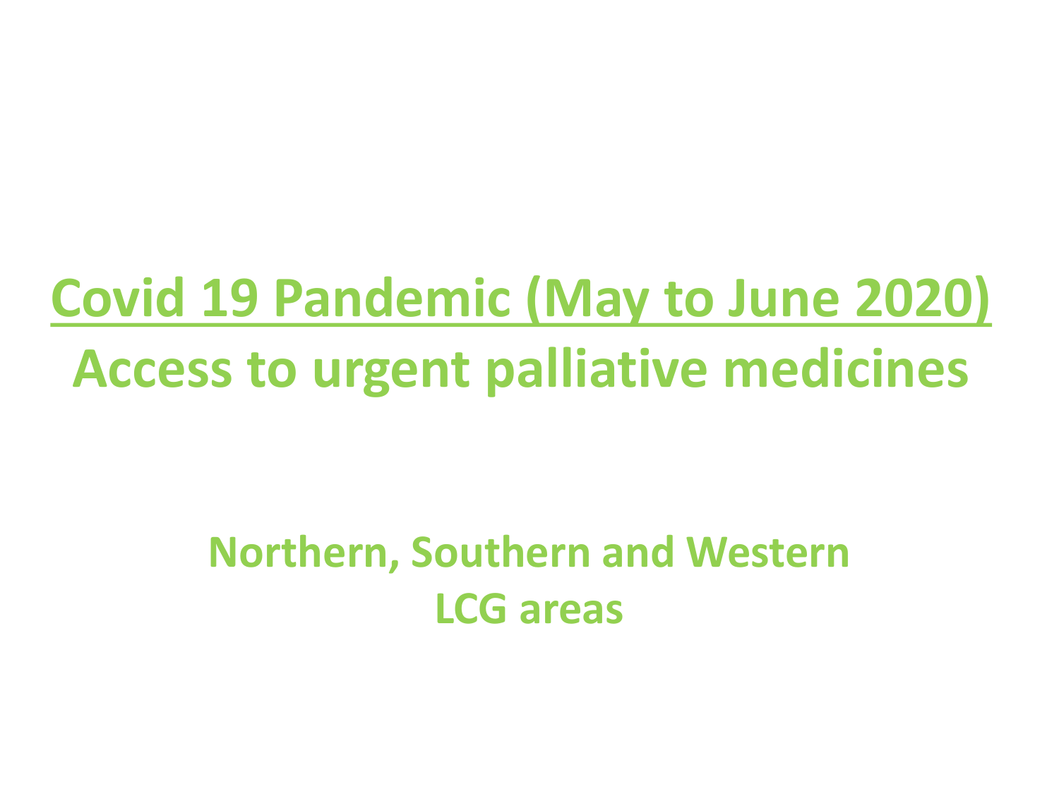# Covid 19 Pandemic (May to June 2020)

# Access to urgent palliative medicines

## Northern, Southern and Western LCG areas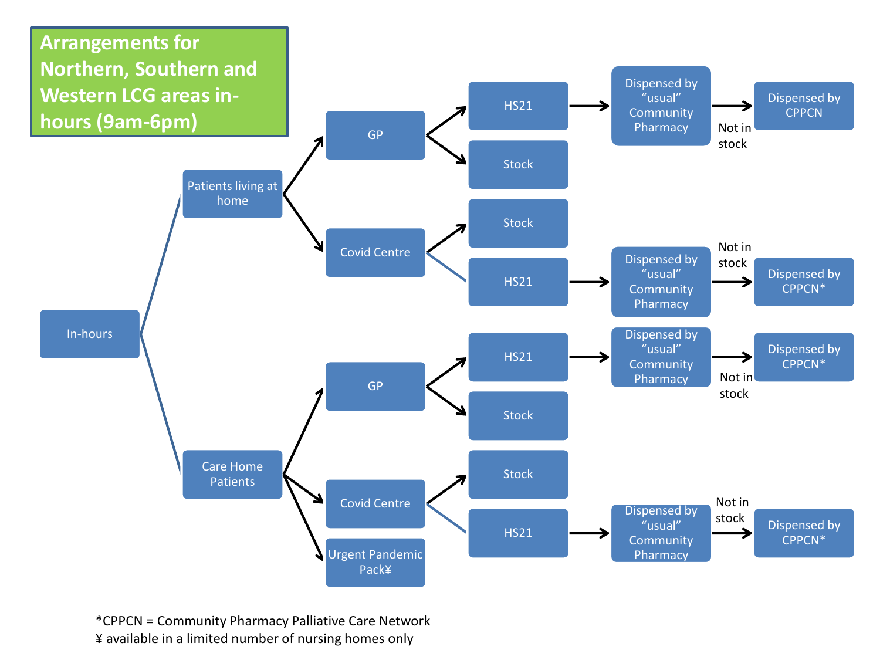# Arrangements for Northern, Southern and Western LCG areas in-hours (9am-6pm)

- **In-hours**
  - **Patients living at home**
    - **GP**
      - HS21 → Dispensed by "usual" Community Pharmacy → (Not in stock) → Dispensed by CPPCN
      - Stock
    - **Covid Centre**
      - Stock
      - HS21 → Dispensed by "usual" Community Pharmacy → (Not in stock) → Dispensed by CPPCN*
  - **Care Home Patients**
    - **GP**
      - HS21 → Dispensed by "usual" Community Pharmacy → (Not in stock) → Dispensed by CPPCN*
      - Stock
    - **Covid Centre**
      - Stock
      - HS21 → Dispensed by "usual" Community Pharmacy → (Not in stock) → Dispensed by CPPCN*
    - **Urgent Pandemic Pack¥**

*CPPCN = Community Pharmacy Palliative Care Network

¥ available in a limited number of nursing homes only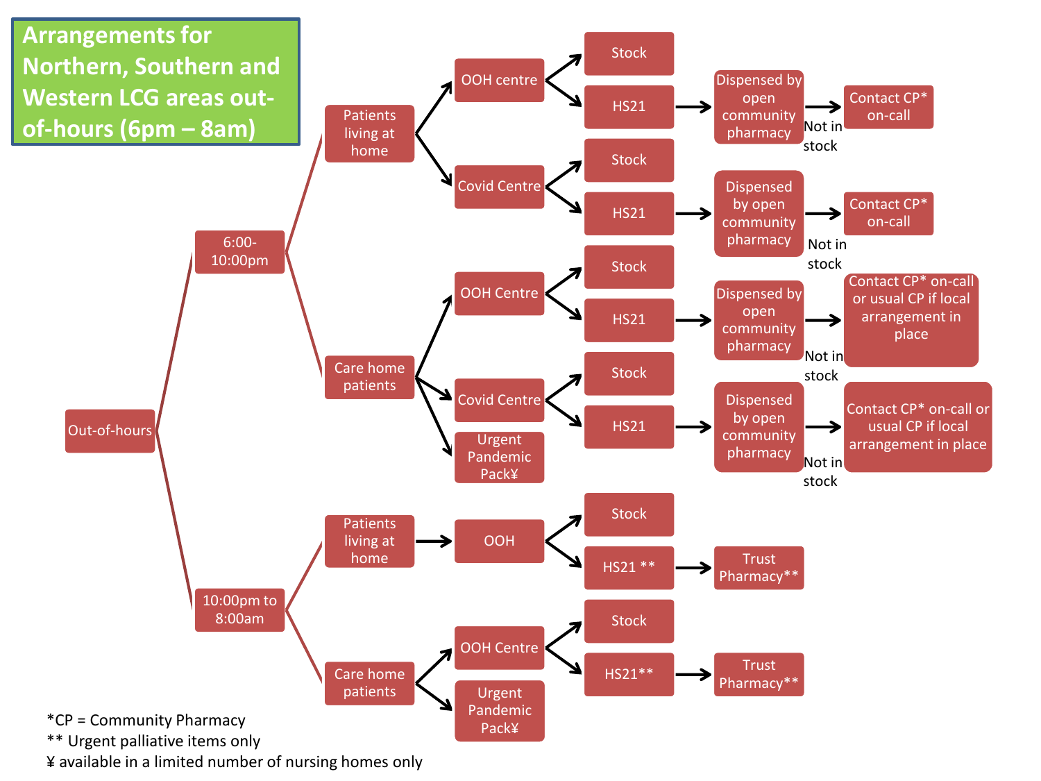# Arrangements for Northern, Southern and Western LCG areas out-of-hours (6pm – 8am)

- **Out-of-hours**
  - **6:00-10:00pm**
    - **Patients living at home**
      - OOH centre
        - Stock
        - HS21 → Dispensed by open community pharmacy → (Not in stock) → Contact CP* on-call
      - Covid Centre
        - Stock
        - HS21 → Dispensed by open community pharmacy → (Not in stock) → Contact CP* on-call
    - **Care home patients**
      - OOH Centre
        - Stock
        - HS21 → Dispensed by open community pharmacy → (Not in stock) → Contact CP* on-call or usual CP if local arrangement in place
      - Covid Centre
        - Stock
        - HS21 → Dispensed by open community pharmacy → (Not in stock) → Contact CP* on-call or usual CP if local arrangement in place
      - Urgent Pandemic Pack¥
  - **10:00pm to 8:00am**
    - **Patients living at home**
      - OOH
        - Stock
        - HS21 ** → Trust Pharmacy**
    - **Care home patients**
      - OOH Centre
        - Stock
        - HS21** → Trust Pharmacy**
      - Urgent Pandemic Pack¥

*CP = Community Pharmacy

** Urgent palliative items only

¥ available in a limited number of nursing homes only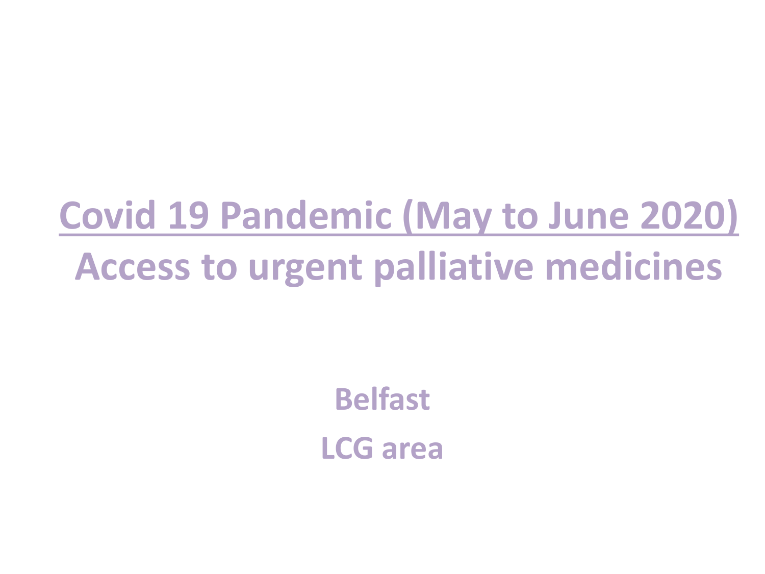# Covid 19 Pandemic (May to June 2020)

# Access to urgent palliative medicines

**Belfast**

**LCG area**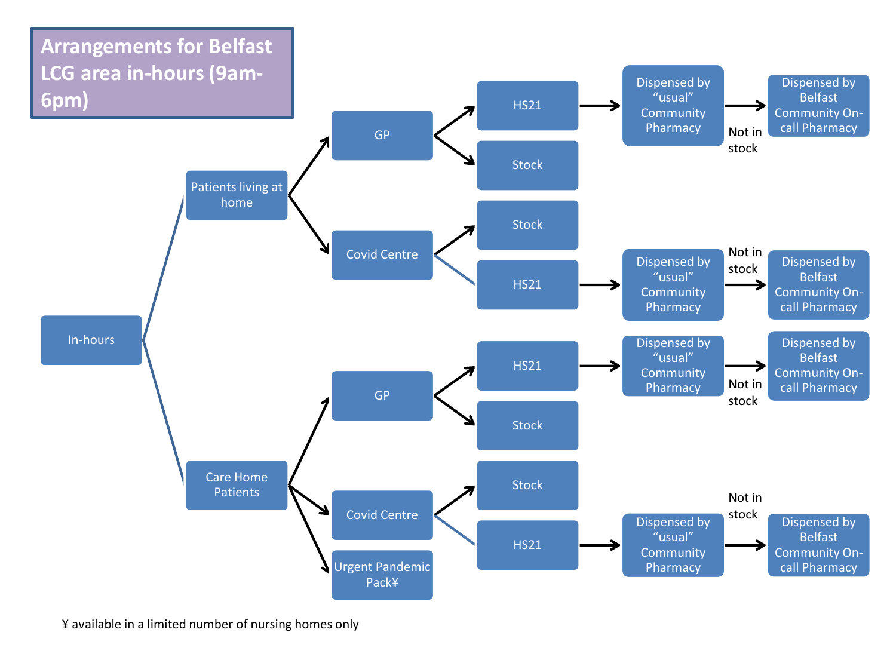# Arrangements for Belfast LCG area in-hours (9am-6pm)

- In-hours
  - Patients living at home
    - GP
      - HS21 → Dispensed by "usual" Community Pharmacy → Not in stock → Dispensed by Belfast Community On-call Pharmacy
      - Stock
    - Covid Centre
      - Stock
      - HS21 → Dispensed by "usual" Community Pharmacy → Not in stock → Dispensed by Belfast Community On-call Pharmacy
  - Care Home Patients
    - GP
      - HS21 → Dispensed by "usual" Community Pharmacy → Not in stock → Dispensed by Belfast Community On-call Pharmacy
      - Stock
    - Covid Centre
      - Stock
      - HS21 → Dispensed by "usual" Community Pharmacy → Not in stock → Dispensed by Belfast Community On-call Pharmacy
    - Urgent Pandemic Pack¥

¥ available in a limited number of nursing homes only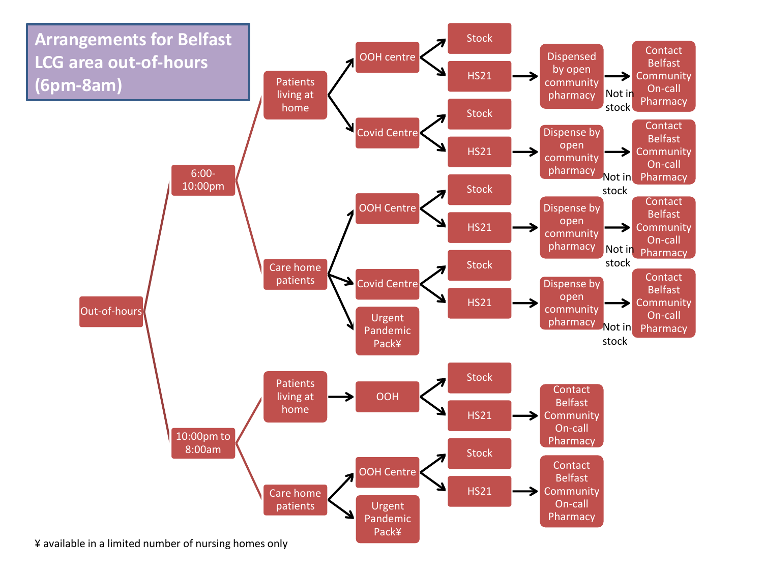# Arrangements for Belfast LCG area out-of-hours (6pm-8am)

- **Out-of-hours**
  - **6:00-10:00pm**
    - **Patients living at home**
      - OOH centre
        - Stock
        - HS21 → Dispensed by open community pharmacy → (Not in stock) → Contact Belfast Community On-call Pharmacy
      - Covid Centre
        - Stock
        - HS21 → Dispense by open community pharmacy → (Not in stock) → Contact Belfast Community On-call Pharmacy
    - **Care home patients**
      - OOH Centre
        - Stock
        - HS21 → Dispense by open community pharmacy → (Not in stock) → Contact Belfast Community On-call Pharmacy
      - Covid Centre
        - Stock
        - HS21 → Dispense by open community pharmacy → (Not in stock) → Contact Belfast Community On-call Pharmacy
      - Urgent Pandemic Pack¥
  - **10:00pm to 8:00am**
    - **Patients living at home**
      - OOH
        - Stock
        - HS21 → Contact Belfast Community On-call Pharmacy
    - **Care home patients**
      - OOH Centre
        - Stock
        - HS21 → Contact Belfast Community On-call Pharmacy
      - Urgent Pandemic Pack¥

¥ available in a limited number of nursing homes only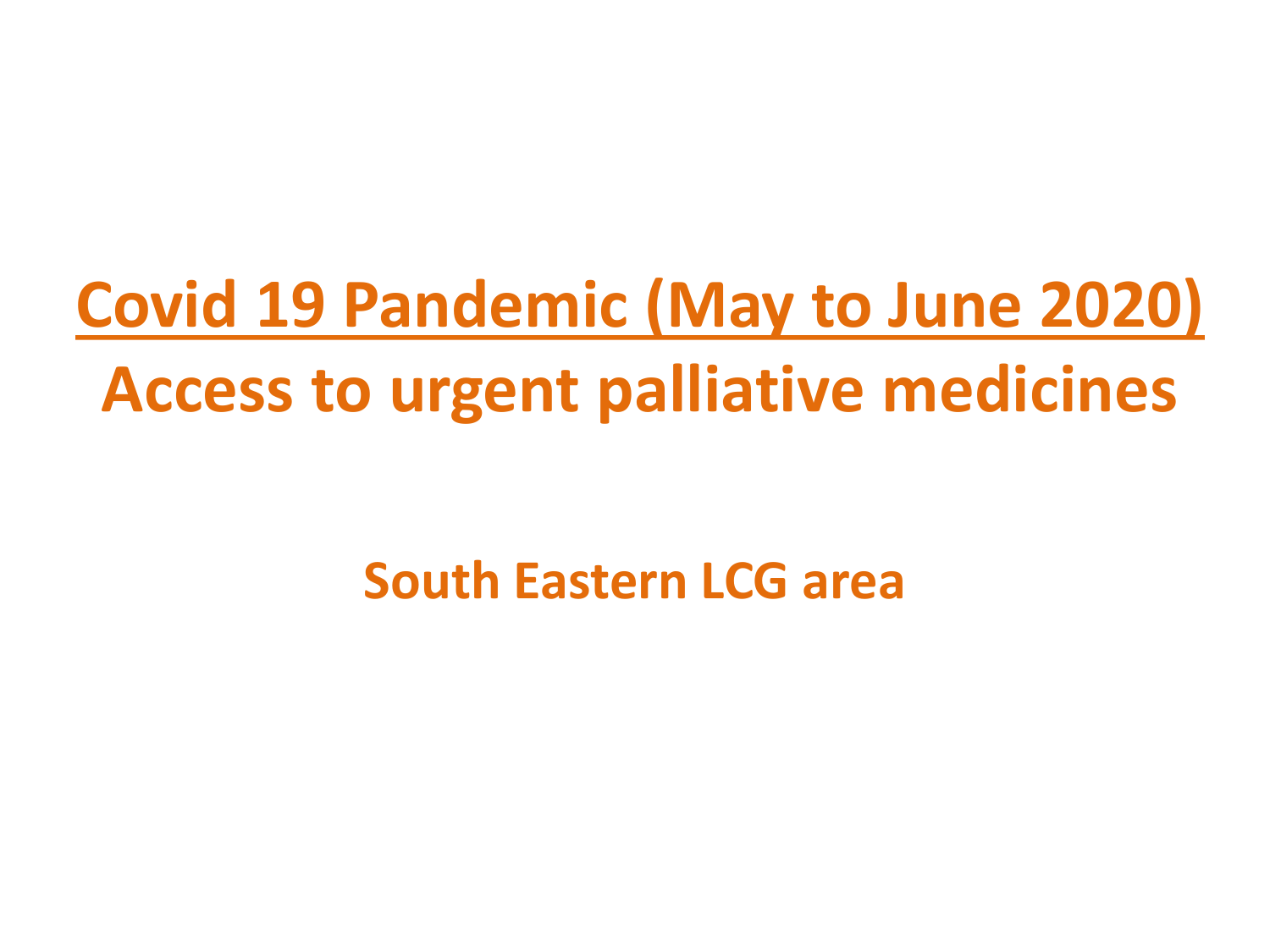# Covid 19 Pandemic (May to June 2020)

# Access to urgent palliative medicines

## South Eastern LCG area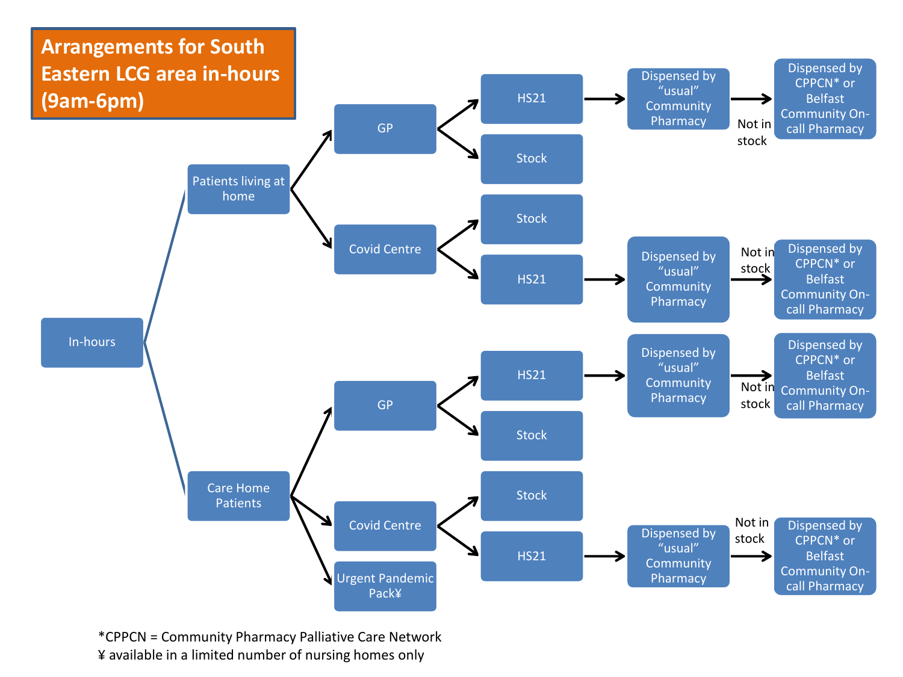# Arrangements for South Eastern LCG area in-hours (9am-6pm)

- **In-hours**
  - **Patients living at home**
    - **GP**
      - HS21 → Dispensed by "usual" Community Pharmacy → (Not in stock) → Dispensed by CPPCN* or Belfast Community On-call Pharmacy
      - Stock
    - **Covid Centre**
      - Stock
      - HS21 → Dispensed by "usual" Community Pharmacy → (Not in stock) → Dispensed by CPPCN* or Belfast Community On-call Pharmacy
  - **Care Home Patients**
    - **GP**
      - HS21 → Dispensed by "usual" Community Pharmacy → (Not in stock) → Dispensed by CPPCN* or Belfast Community On-call Pharmacy
      - Stock
    - **Covid Centre**
      - Stock
      - HS21 → Dispensed by "usual" Community Pharmacy → (Not in stock) → Dispensed by CPPCN* or Belfast Community On-call Pharmacy
    - **Urgent Pandemic Pack¥**

*CPPCN = Community Pharmacy Palliative Care Network

¥ available in a limited number of nursing homes only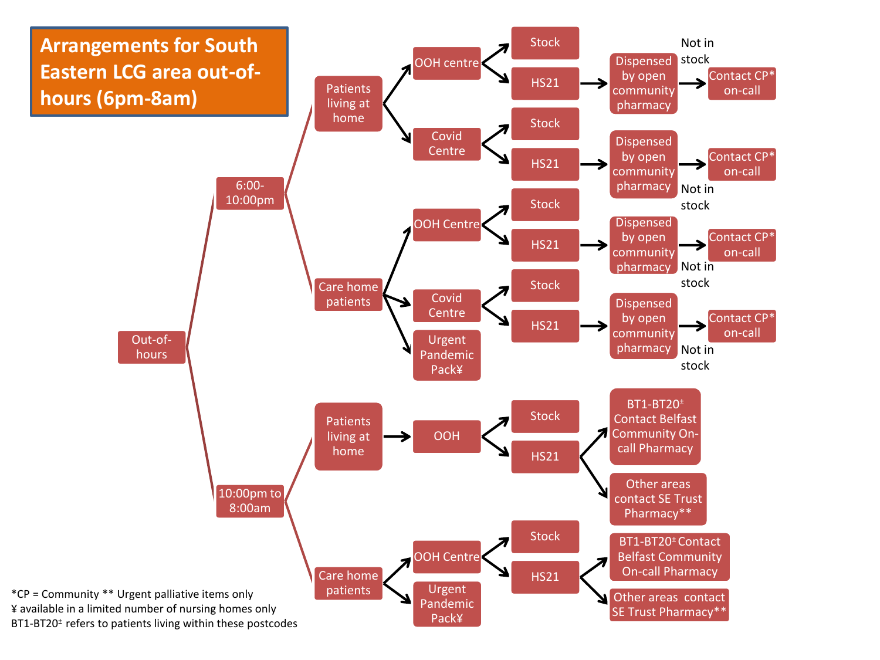# Arrangements for South Eastern LCG area out-of-hours (6pm-8am)

Out-of-hours

6:00-10:00pm

Patients living at home

OOH centre

Stock

HS21

Dispensed by open community pharmacy

Not in stock

Contact CP* on-call

Covid Centre

Stock

HS21

Dispensed by open community pharmacy

Not in stock

Contact CP* on-call

Care home patients

OOH Centre

Stock

HS21

Dispensed by open community pharmacy

Not in stock

Contact CP* on-call

Covid Centre

Stock

HS21

Dispensed by open community pharmacy

Not in stock

Contact CP* on-call

Urgent Pandemic Pack¥

10:00pm to 8:00am

Patients living at home

OOH

Stock

HS21

BT1-BT20± Contact Belfast Community On-call Pharmacy

Other areas contact SE Trust Pharmacy**

Care home patients

OOH Centre

Stock

HS21

BT1-BT20± Contact Belfast Community On-call Pharmacy

Other areas contact SE Trust Pharmacy**

Urgent Pandemic Pack¥

*CP = Community ** Urgent palliative items only
¥ available in a limited number of nursing homes only
BT1-BT20± refers to patients living within these postcodes